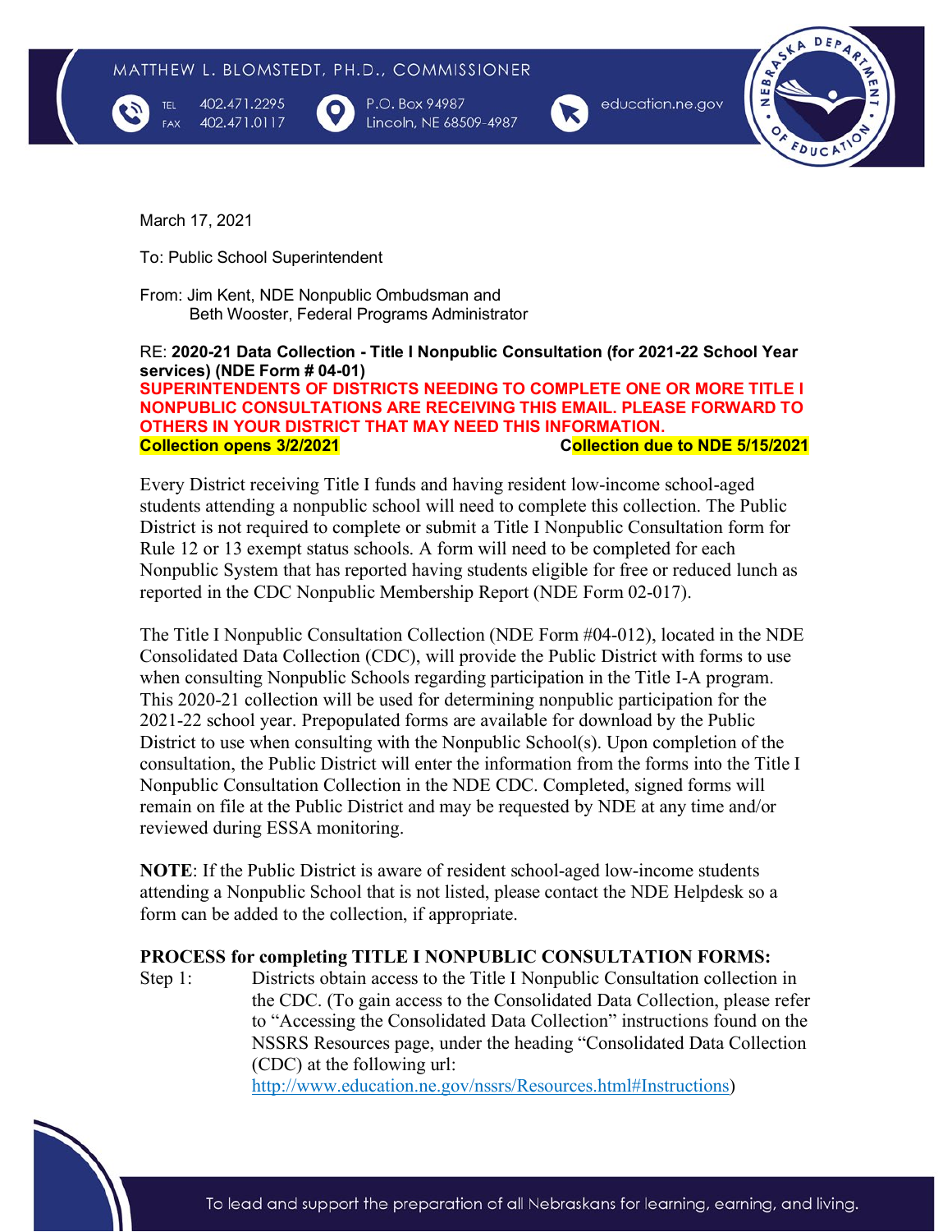MATTHEW L. BLOMSTEDT, PH.D., COMMISSIONER

TEL 402.471.2295
FAX 402.471.0117

P.O. Box 94987
Lincoln, NE 68509-4987

education.ne.gov

March 17, 2021

To: Public School Superintendent

From: Jim Kent, NDE Nonpublic Ombudsman and
Beth Wooster, Federal Programs Administrator

RE: **2020-21 Data Collection - Title I Nonpublic Consultation (for 2021-22 School Year services) (NDE Form # 04-01)**

**SUPERINTENDENTS OF DISTRICTS NEEDING TO COMPLETE ONE OR MORE TITLE I NONPUBLIC CONSULTATIONS ARE RECEIVING THIS EMAIL. PLEASE FORWARD TO OTHERS IN YOUR DISTRICT THAT MAY NEED THIS INFORMATION.**

**Collection opens 3/2/2021** **Collection due to NDE 5/15/2021**

Every District receiving Title I funds and having resident low-income school-aged students attending a nonpublic school will need to complete this collection. The Public District is not required to complete or submit a Title I Nonpublic Consultation form for Rule 12 or 13 exempt status schools. A form will need to be completed for each Nonpublic System that has reported having students eligible for free or reduced lunch as reported in the CDC Nonpublic Membership Report (NDE Form 02-017).

The Title I Nonpublic Consultation Collection (NDE Form #04-012), located in the NDE Consolidated Data Collection (CDC), will provide the Public District with forms to use when consulting Nonpublic Schools regarding participation in the Title I-A program. This 2020-21 collection will be used for determining nonpublic participation for the 2021-22 school year. Prepopulated forms are available for download by the Public District to use when consulting with the Nonpublic School(s). Upon completion of the consultation, the Public District will enter the information from the forms into the Title I Nonpublic Consultation Collection in the NDE CDC. Completed, signed forms will remain on file at the Public District and may be requested by NDE at any time and/or reviewed during ESSA monitoring.

**NOTE**: If the Public District is aware of resident school-aged low-income students attending a Nonpublic School that is not listed, please contact the NDE Helpdesk so a form can be added to the collection, if appropriate.

**PROCESS for completing TITLE I NONPUBLIC CONSULTATION FORMS:**

Step 1: Districts obtain access to the Title I Nonpublic Consultation collection in the CDC. (To gain access to the Consolidated Data Collection, please refer to "Accessing the Consolidated Data Collection" instructions found on the NSSRS Resources page, under the heading "Consolidated Data Collection (CDC) at the following url: http://www.education.ne.gov/nssrs/Resources.html#Instructions)

To lead and support the preparation of all Nebraskans for learning, earning, and living.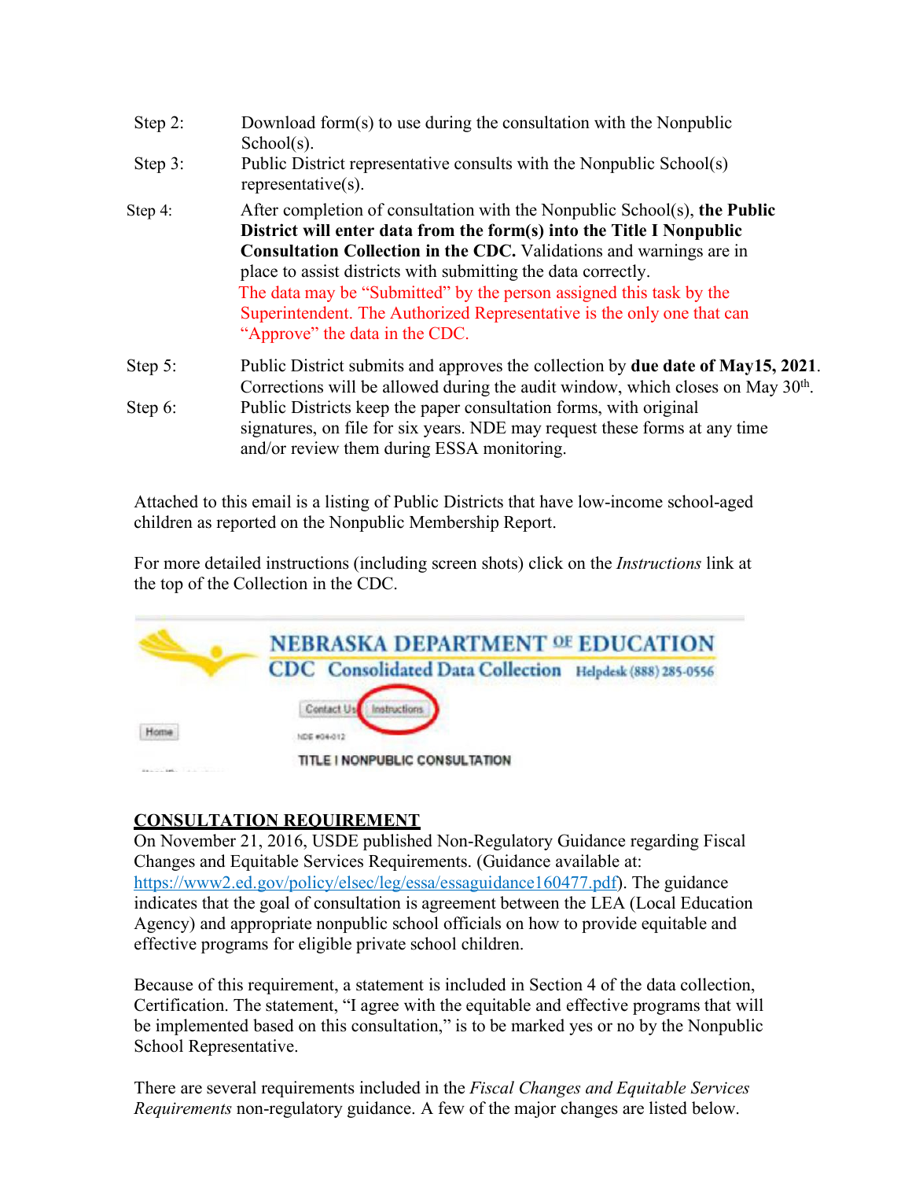Step 2: Download form(s) to use during the consultation with the Nonpublic School(s).

Step 3: Public District representative consults with the Nonpublic School(s) representative(s).

Step 4: After completion of consultation with the Nonpublic School(s), **the Public District will enter data from the form(s) into the Title I Nonpublic Consultation Collection in the CDC.** Validations and warnings are in place to assist districts with submitting the data correctly.
The data may be "Submitted" by the person assigned this task by the Superintendent. The Authorized Representative is the only one that can "Approve" the data in the CDC.

Step 5: Public District submits and approves the collection by **due date of May15, 2021**. Corrections will be allowed during the audit window, which closes on May 30th.

Step 6: Public Districts keep the paper consultation forms, with original signatures, on file for six years. NDE may request these forms at any time and/or review them during ESSA monitoring.

Attached to this email is a listing of Public Districts that have low-income school-aged children as reported on the Nonpublic Membership Report.

For more detailed instructions (including screen shots) click on the *Instructions* link at the top of the Collection in the CDC.

NEBRASKA DEPARTMENT OF EDUCATION
CDC Consolidated Data Collection Helpdesk (888) 285-0556
Home | Contact Us | Instructions
NDE #04-012
TITLE I NONPUBLIC CONSULTATION

## CONSULTATION REQUIREMENT

On November 21, 2016, USDE published Non-Regulatory Guidance regarding Fiscal Changes and Equitable Services Requirements. (Guidance available at: https://www2.ed.gov/policy/elsec/leg/essa/essaguidance160477.pdf). The guidance indicates that the goal of consultation is agreement between the LEA (Local Education Agency) and appropriate nonpublic school officials on how to provide equitable and effective programs for eligible private school children.

Because of this requirement, a statement is included in Section 4 of the data collection, Certification. The statement, "I agree with the equitable and effective programs that will be implemented based on this consultation," is to be marked yes or no by the Nonpublic School Representative.

There are several requirements included in the *Fiscal Changes and Equitable Services Requirements* non-regulatory guidance. A few of the major changes are listed below.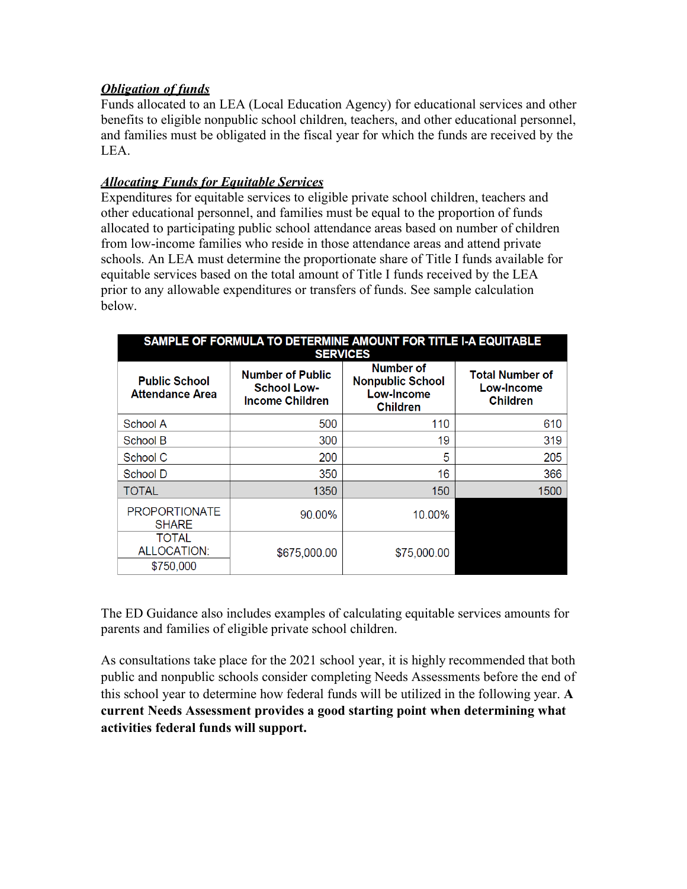***Obligation of funds***

Funds allocated to an LEA (Local Education Agency) for educational services and other benefits to eligible nonpublic school children, teachers, and other educational personnel, and families must be obligated in the fiscal year for which the funds are received by the LEA.

***Allocating Funds for Equitable Services***

Expenditures for equitable services to eligible private school children, teachers and other educational personnel, and families must be equal to the proportion of funds allocated to participating public school attendance areas based on number of children from low-income families who reside in those attendance areas and attend private schools. An LEA must determine the proportionate share of Title I funds available for equitable services based on the total amount of Title I funds received by the LEA prior to any allowable expenditures or transfers of funds. See sample calculation below.

| SAMPLE OF FORMULA TO DETERMINE AMOUNT FOR TITLE I-A EQUITABLE SERVICES | | | |
|---|---|---|---|
| **Public School Attendance Area** | **Number of Public School Low-Income Children** | **Number of Nonpublic School Low-Income Children** | **Total Number of Low-Income Children** |
| School A | 500 | 110 | 610 |
| School B | 300 | 19 | 319 |
| School C | 200 | 5 | 205 |
| School D | 350 | 16 | 366 |
| TOTAL | 1350 | 150 | 1500 |
| PROPORTIONATE SHARE | 90.00% | 10.00% | |
| TOTAL ALLOCATION: $750,000 | $675,000.00 | $75,000.00 | |

The ED Guidance also includes examples of calculating equitable services amounts for parents and families of eligible private school children.

As consultations take place for the 2021 school year, it is highly recommended that both public and nonpublic schools consider completing Needs Assessments before the end of this school year to determine how federal funds will be utilized in the following year. **A current Needs Assessment provides a good starting point when determining what activities federal funds will support.**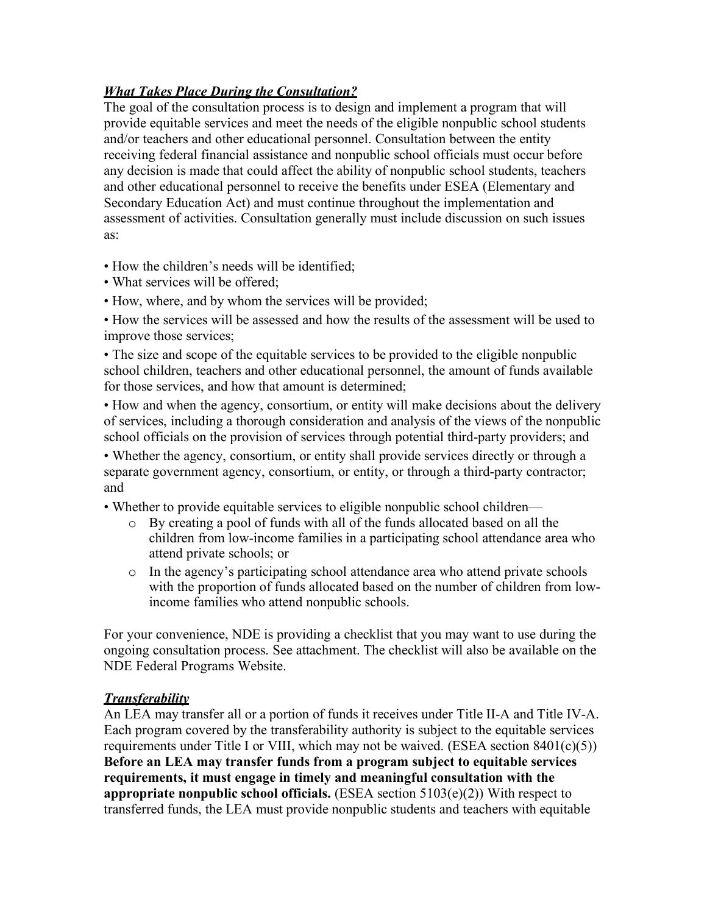***What Takes Place During the Consultation?***

The goal of the consultation process is to design and implement a program that will provide equitable services and meet the needs of the eligible nonpublic school students and/or teachers and other educational personnel. Consultation between the entity receiving federal financial assistance and nonpublic school officials must occur before any decision is made that could affect the ability of nonpublic school students, teachers and other educational personnel to receive the benefits under ESEA (Elementary and Secondary Education Act) and must continue throughout the implementation and assessment of activities. Consultation generally must include discussion on such issues as:

- How the children's needs will be identified;
- What services will be offered;
- How, where, and by whom the services will be provided;
- How the services will be assessed and how the results of the assessment will be used to improve those services;
- The size and scope of the equitable services to be provided to the eligible nonpublic school children, teachers and other educational personnel, the amount of funds available for those services, and how that amount is determined;
- How and when the agency, consortium, or entity will make decisions about the delivery of services, including a thorough consideration and analysis of the views of the nonpublic school officials on the provision of services through potential third-party providers; and
- Whether the agency, consortium, or entity shall provide services directly or through a separate government agency, consortium, or entity, or through a third-party contractor; and
- Whether to provide equitable services to eligible nonpublic school children—
  - By creating a pool of funds with all of the funds allocated based on all the children from low-income families in a participating school attendance area who attend private schools; or
  - In the agency's participating school attendance area who attend private schools with the proportion of funds allocated based on the number of children from low-income families who attend nonpublic schools.

For your convenience, NDE is providing a checklist that you may want to use during the ongoing consultation process. See attachment. The checklist will also be available on the NDE Federal Programs Website.

***Transferability***

An LEA may transfer all or a portion of funds it receives under Title II-A and Title IV-A. Each program covered by the transferability authority is subject to the equitable services requirements under Title I or VIII, which may not be waived. (ESEA section 8401(c)(5)) **Before an LEA may transfer funds from a program subject to equitable services requirements, it must engage in timely and meaningful consultation with the appropriate nonpublic school officials.** (ESEA section 5103(e)(2)) With respect to transferred funds, the LEA must provide nonpublic students and teachers with equitable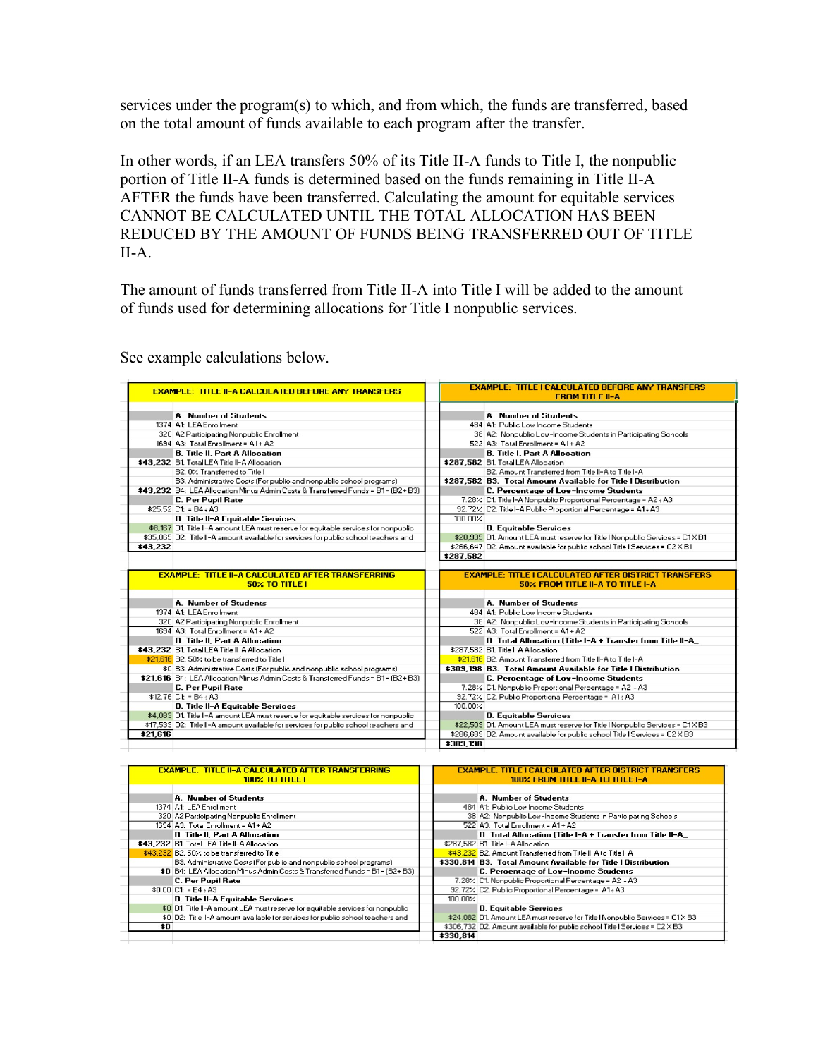services under the program(s) to which, and from which, the funds are transferred, based on the total amount of funds available to each program after the transfer.

In other words, if an LEA transfers 50% of its Title II-A funds to Title I, the nonpublic portion of Title II-A funds is determined based on the funds remaining in Title II-A AFTER the funds have been transferred. Calculating the amount for equitable services CANNOT BE CALCULATED UNTIL THE TOTAL ALLOCATION HAS BEEN REDUCED BY THE AMOUNT OF FUNDS BEING TRANSFERRED OUT OF TITLE II-A.

The amount of funds transferred from Title II-A into Title I will be added to the amount of funds used for determining allocations for Title I nonpublic services.

See example calculations below.

| EXAMPLE: TITLE II-A CALCULATED BEFORE ANY TRANSFERS | |
|---|---|
| | **A. Number of Students** |
| 1374 | A1: LEA Enrollment |
| 320 | A2 Participating Nonpublic Enrollment |
| 1694 | A3: Total Enrollment = A1 + A2 |
| | **B. Title II, Part A Allocation** |
| **$43,232** | B1. Total LEA Title II-A Allocation |
| | B2. 0% Transferred to Title I |
| | B3. Administrative Costs (For public and nonpublic school programs) |
| **$43,232** | B4: LEA Allocation Minus Admin Costs & Transferred Funds = B1 - (B2+B3) |
| | **C. Per Pupil Rate** |
| $25.52 | C1: = B4 ÷ A3 |
| | **D. Title II-A Equitable Services** |
| $8,167 | D1. Title II-A amount LEA must reserve for equitable services for nonpublic |
| $35,065 | D2: Title II-A amount available for services for public school teachers and |
| **$43,232** | |

| EXAMPLE: TITLE I CALCULATED BEFORE ANY TRANSFERS FROM TITLE II-A | |
|---|---|
| | **A. Number of Students** |
| 484 | A1: Public Low Income Students |
| 38 | A2: Nonpublic Low-Income Students in Participating Schools |
| 522 | A3: Total Enrollment = A1 + A2 |
| | **B. Title I, Part A Allocation** |
| **$287,582** | B1. Total LEA Allocation |
| | B2. Amount Transferred from Title II-A to Title I-A |
| **$287,582** | **B3. Total Amount Available for Title I Distribution** |
| | **C. Percentage of Low-Income Students** |
| 7.28% | C1. Title I-A Nonpublic Proportional Percentage = A2 ÷ A3 |
| 92.72% | C2. Title I-A Public Proportional Percentage = A1 ÷ A3 |
| 100.00% | |
| | **D. Equitable Services** |
| $20,935 | D1. Amount LEA must reserve for Title I Nonpublic Services = C1 X B1 |
| $266,647 | D2. Amount available for public school Title I Services = C2 X B1 |
| **$287,582** | |

| EXAMPLE: TITLE II-A CALCULATED AFTER TRANSFERRING 50% TO TITLE I | |
|---|---|
| | **A. Number of Students** |
| 1374 | A1: LEA Enrollment |
| 320 | A2 Participating Nonpublic Enrollment |
| 1694 | A3: Total Enrollment = A1 + A2 |
| | **B. Title II, Part A Allocation** |
| **$43,232** | B1. Total LEA Title II-A Allocation |
| $21,616 | B2. 50% to be transferred to Title I |
| $0 | B3. Administrative Costs (For public and nonpublic school programs) |
| **$21,616** | B4: LEA Allocation Minus Admin Costs & Transferred Funds = B1 - (B2+B3) |
| | **C. Per Pupil Rate** |
| $12.76 | C1: = B4 ÷ A3 |
| | **D. Title II-A Equitable Services** |
| $4,083 | D1. Title II-A amount LEA must reserve for equitable services for nonpublic |
| $17,533 | D2: Title II-A amount available for services for public school teachers and |
| **$21,616** | |

| EXAMPLE: TITLE I CALCULATED AFTER DISTRICT TRANSFERS 50% FROM TITLE II-A TO TITLE I-A | |
|---|---|
| | **A. Number of Students** |
| 484 | A1: Public Low Income Students |
| 38 | A2: Nonpublic Low-Income Students in Participating Schools |
| 522 | A3: Total Enrollment = A1 + A2 |
| | **B. Total Allocation (Title I-A + Transfer from Title II-A_** |
| $287,582 | B1. Title I-A Allocation |
| $21,616 | B2. Amount Transferred from Title II-A to Title I-A |
| **$309,198** | **B3. Total Amount Available for Title I Distribution** |
| | **C. Percentage of Low-Income Students** |
| 7.28% | C1. Nonpublic Proportional Percentage = A2 ÷ A3 |
| 92.72% | C2. Public Proportional Percentage = A1 ÷ A3 |
| 100.00% | |
| | **D. Equitable Services** |
| $22,509 | D1. Amount LEA must reserve for Title I Nonpublic Services = C1 X B3 |
| $286,689 | D2. Amount available for public school Title I Services = C2 X B3 |
| **$309,198** | |

| EXAMPLE: TITLE II-A CALCULATED AFTER TRANSFERRING 100% TO TITLE I | |
|---|---|
| | **A. Number of Students** |
| 1374 | A1: LEA Enrollment |
| 320 | A2 Participating Nonpublic Enrollment |
| 1694 | A3: Total Enrollment = A1 + A2 |
| | **B. Title II, Part A Allocation** |
| **$43,232** | B1. Total LEA Title II-A Allocation |
| $43,232 | B2. 50% to be transferred to Title I |
| | B3. Administrative Costs (For public and nonpublic school programs) |
| **$0** | B4: LEA Allocation Minus Admin Costs & Transferred Funds = B1 - (B2+B3) |
| | **C. Per Pupil Rate** |
| $0.00 | C1: = B4 ÷ A3 |
| | **D. Title II-A Equitable Services** |
| $0 | D1. Title II-A amount LEA must reserve for equitable services for nonpublic |
| $0 | D2: Title II-A amount available for services for public school teachers and |
| **$0** | |

| EXAMPLE: TITLE I CALCULATED AFTER DISTRICT TRANSFERS 100% FROM TITLE II-A TO TITLE I-A | |
|---|---|
| | **A. Number of Students** |
| 484 | A1: Public Low Income Students |
| 38 | A2: Nonpublic Low-Income Students in Participating Schools |
| 522 | A3: Total Enrollment = A1 + A2 |
| | **B. Total Allocation (Title I-A + Transfer from Title II-A_** |
| $287,582 | B1. Title I-A Allocation |
| $43,232 | B2. Amount Transferred from Title II-A to Title I-A |
| **$330,814** | **B3. Total Amount Available for Title I Distribution** |
| | **C. Percentage of Low-Income Students** |
| 7.28% | C1. Nonpublic Proportional Percentage = A2 ÷ A3 |
| 92.72% | C2. Public Proportional Percentage = A1 ÷ A3 |
| 100.00% | |
| | **D. Equitable Services** |
| $24,082 | D1. Amount LEA must reserve for Title I Nonpublic Services = C1 X B3 |
| $306,732 | D2. Amount available for public school Title I Services = C2 X B3 |
| **$330,814** | |